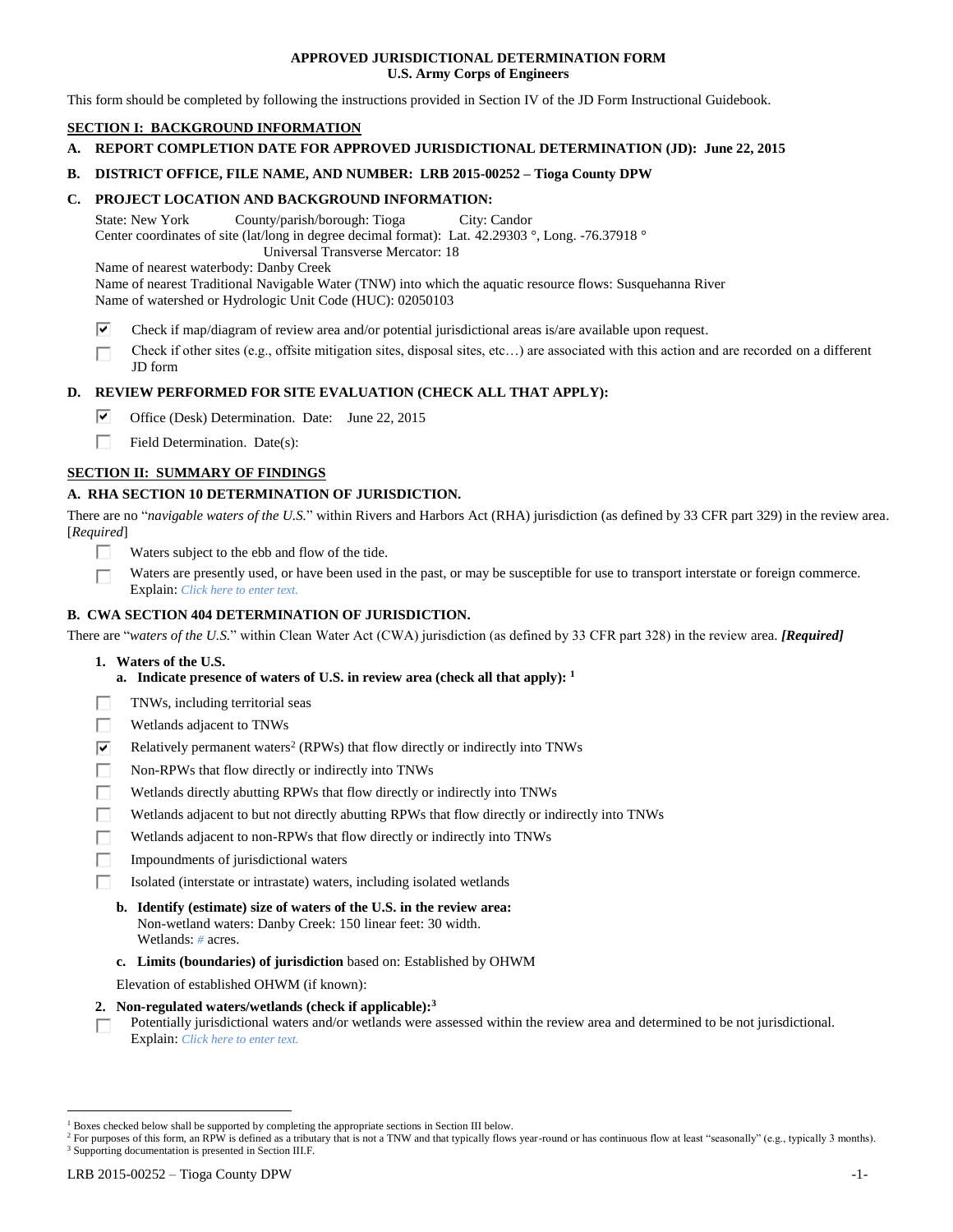**APPROVED JURISDICTIONAL DETERMINATION FORM**
**U.S. Army Corps of Engineers**

This form should be completed by following the instructions provided in Section IV of the JD Form Instructional Guidebook.

## SECTION I: BACKGROUND INFORMATION

**A. REPORT COMPLETION DATE FOR APPROVED JURISDICTIONAL DETERMINATION (JD): June 22, 2015**

**B. DISTRICT OFFICE, FILE NAME, AND NUMBER: LRB 2015-00252 – Tioga County DPW**

**C. PROJECT LOCATION AND BACKGROUND INFORMATION:**

State: New York County/parish/borough: Tioga City: Candor
Center coordinates of site (lat/long in degree decimal format): Lat. 42.29303 °, Long. -76.37918 °
Universal Transverse Mercator: 18
Name of nearest waterbody: Danby Creek
Name of nearest Traditional Navigable Water (TNW) into which the aquatic resource flows: Susquehanna River
Name of watershed or Hydrologic Unit Code (HUC): 02050103

☑ Check if map/diagram of review area and/or potential jurisdictional areas is/are available upon request.

☐ Check if other sites (e.g., offsite mitigation sites, disposal sites, etc…) are associated with this action and are recorded on a different JD form

**D. REVIEW PERFORMED FOR SITE EVALUATION (CHECK ALL THAT APPLY):**

☑ Office (Desk) Determination. Date: June 22, 2015

☐ Field Determination. Date(s):

## SECTION II: SUMMARY OF FINDINGS

**A. RHA SECTION 10 DETERMINATION OF JURISDICTION.**

There are no "*navigable waters of the U.S.*" within Rivers and Harbors Act (RHA) jurisdiction (as defined by 33 CFR part 329) in the review area. [*Required*]

☐ Waters subject to the ebb and flow of the tide.

☐ Waters are presently used, or have been used in the past, or may be susceptible for use to transport interstate or foreign commerce. Explain: *Click here to enter text.*

**B. CWA SECTION 404 DETERMINATION OF JURISDICTION.**

There are "*waters of the U.S.*" within Clean Water Act (CWA) jurisdiction (as defined by 33 CFR part 328) in the review area. ***[Required]***

**1. Waters of the U.S.**

**a. Indicate presence of waters of U.S. in review area (check all that apply):** [1]

☐ TNWs, including territorial seas

☐ Wetlands adjacent to TNWs

☑ Relatively permanent waters[2] (RPWs) that flow directly or indirectly into TNWs

☐ Non-RPWs that flow directly or indirectly into TNWs

☐ Wetlands directly abutting RPWs that flow directly or indirectly into TNWs

☐ Wetlands adjacent to but not directly abutting RPWs that flow directly or indirectly into TNWs

☐ Wetlands adjacent to non-RPWs that flow directly or indirectly into TNWs

☐ Impoundments of jurisdictional waters

☐ Isolated (interstate or intrastate) waters, including isolated wetlands

**b. Identify (estimate) size of waters of the U.S. in the review area:**
Non-wetland waters: Danby Creek: 150 linear feet: 30 width.
Wetlands: *#* acres.

**c. Limits (boundaries) of jurisdiction** based on: Established by OHWM

Elevation of established OHWM (if known):

**2. Non-regulated waters/wetlands (check if applicable):**[3]

☐ Potentially jurisdictional waters and/or wetlands were assessed within the review area and determined to be not jurisdictional. Explain: *Click here to enter text.*

---

[1] Boxes checked below shall be supported by completing the appropriate sections in Section III below.
[2] For purposes of this form, an RPW is defined as a tributary that is not a TNW and that typically flows year-round or has continuous flow at least "seasonally" (e.g., typically 3 months).
[3] Supporting documentation is presented in Section III.F.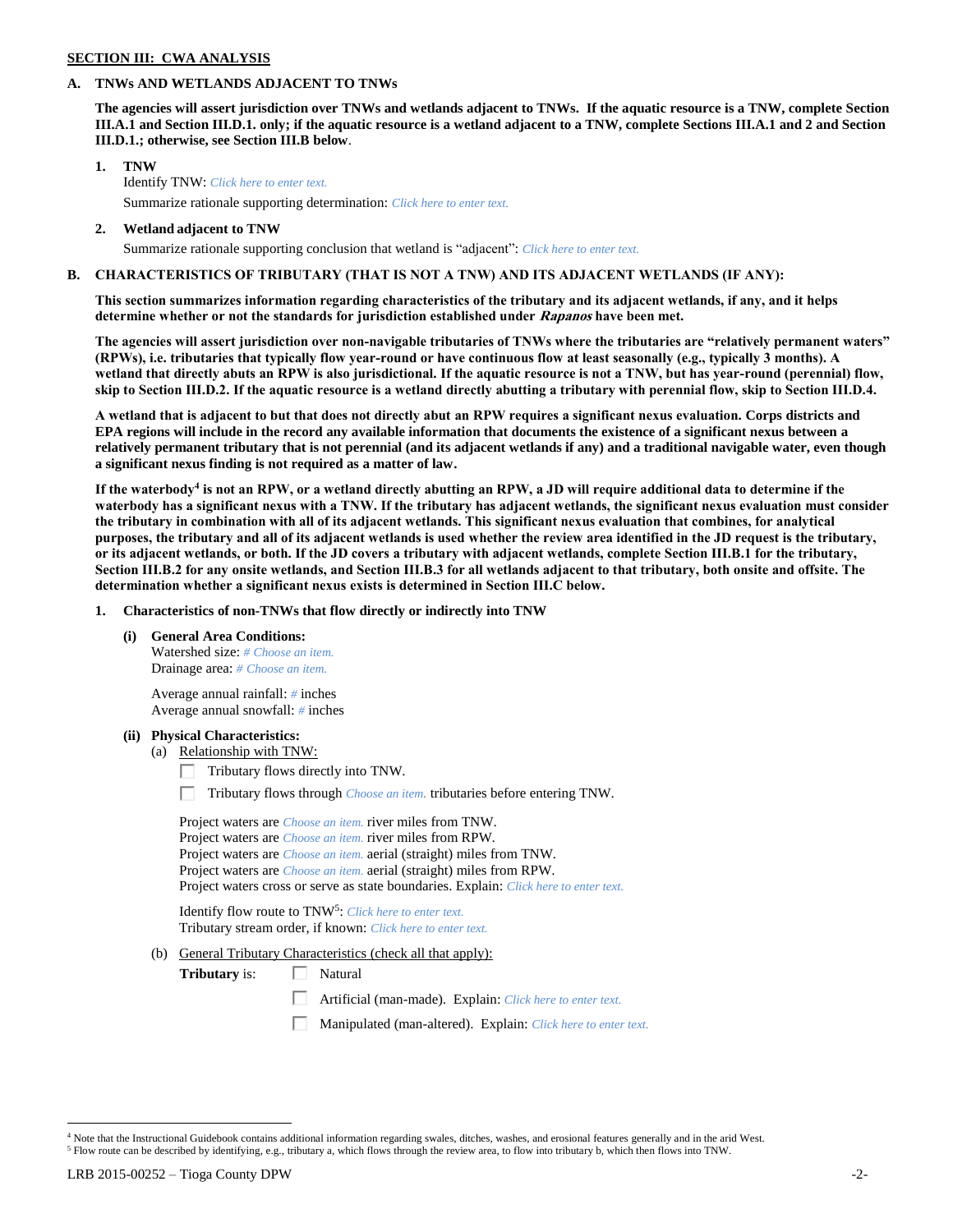**SECTION III: CWA ANALYSIS**

**A. TNWs AND WETLANDS ADJACENT TO TNWs**

**The agencies will assert jurisdiction over TNWs and wetlands adjacent to TNWs. If the aquatic resource is a TNW, complete Section III.A.1 and Section III.D.1. only; if the aquatic resource is a wetland adjacent to a TNW, complete Sections III.A.1 and 2 and Section III.D.1.; otherwise, see Section III.B below**.

**1. TNW**

Identify TNW: *Click here to enter text.*

Summarize rationale supporting determination: *Click here to enter text.*

**2. Wetland adjacent to TNW**

Summarize rationale supporting conclusion that wetland is "adjacent": *Click here to enter text.*

**B. CHARACTERISTICS OF TRIBUTARY (THAT IS NOT A TNW) AND ITS ADJACENT WETLANDS (IF ANY):**

**This section summarizes information regarding characteristics of the tributary and its adjacent wetlands, if any, and it helps determine whether or not the standards for jurisdiction established under *Rapanos* have been met.**

**The agencies will assert jurisdiction over non-navigable tributaries of TNWs where the tributaries are "relatively permanent waters" (RPWs), i.e. tributaries that typically flow year-round or have continuous flow at least seasonally (e.g., typically 3 months). A wetland that directly abuts an RPW is also jurisdictional. If the aquatic resource is not a TNW, but has year-round (perennial) flow, skip to Section III.D.2. If the aquatic resource is a wetland directly abutting a tributary with perennial flow, skip to Section III.D.4.**

**A wetland that is adjacent to but that does not directly abut an RPW requires a significant nexus evaluation. Corps districts and EPA regions will include in the record any available information that documents the existence of a significant nexus between a relatively permanent tributary that is not perennial (and its adjacent wetlands if any) and a traditional navigable water, even though a significant nexus finding is not required as a matter of law.**

**If the waterbody[4] is not an RPW, or a wetland directly abutting an RPW, a JD will require additional data to determine if the waterbody has a significant nexus with a TNW. If the tributary has adjacent wetlands, the significant nexus evaluation must consider the tributary in combination with all of its adjacent wetlands. This significant nexus evaluation that combines, for analytical purposes, the tributary and all of its adjacent wetlands is used whether the review area identified in the JD request is the tributary, or its adjacent wetlands, or both. If the JD covers a tributary with adjacent wetlands, complete Section III.B.1 for the tributary, Section III.B.2 for any onsite wetlands, and Section III.B.3 for all wetlands adjacent to that tributary, both onsite and offsite. The determination whether a significant nexus exists is determined in Section III.C below.**

**1. Characteristics of non-TNWs that flow directly or indirectly into TNW**

**(i) General Area Conditions:**

Watershed size: *# Choose an item.*
Drainage area: *# Choose an item.*

Average annual rainfall: *#* inches
Average annual snowfall: *#* inches

**(ii) Physical Characteristics:**

(a) Relationship with TNW:

☐ Tributary flows directly into TNW.

☐ Tributary flows through *Choose an item.* tributaries before entering TNW.

Project waters are *Choose an item.* river miles from TNW.
Project waters are *Choose an item.* river miles from RPW.
Project waters are *Choose an item.* aerial (straight) miles from TNW.
Project waters are *Choose an item.* aerial (straight) miles from RPW.
Project waters cross or serve as state boundaries. Explain: *Click here to enter text.*

Identify flow route to TNW[5]: *Click here to enter text.*
Tributary stream order, if known: *Click here to enter text.*

(b) General Tributary Characteristics (check all that apply):

**Tributary** is: ☐ Natural

☐ Artificial (man-made). Explain: *Click here to enter text.*

☐ Manipulated (man-altered). Explain: *Click here to enter text.*

---

[4] Note that the Instructional Guidebook contains additional information regarding swales, ditches, washes, and erosional features generally and in the arid West.
[5] Flow route can be described by identifying, e.g., tributary a, which flows through the review area, to flow into tributary b, which then flows into TNW.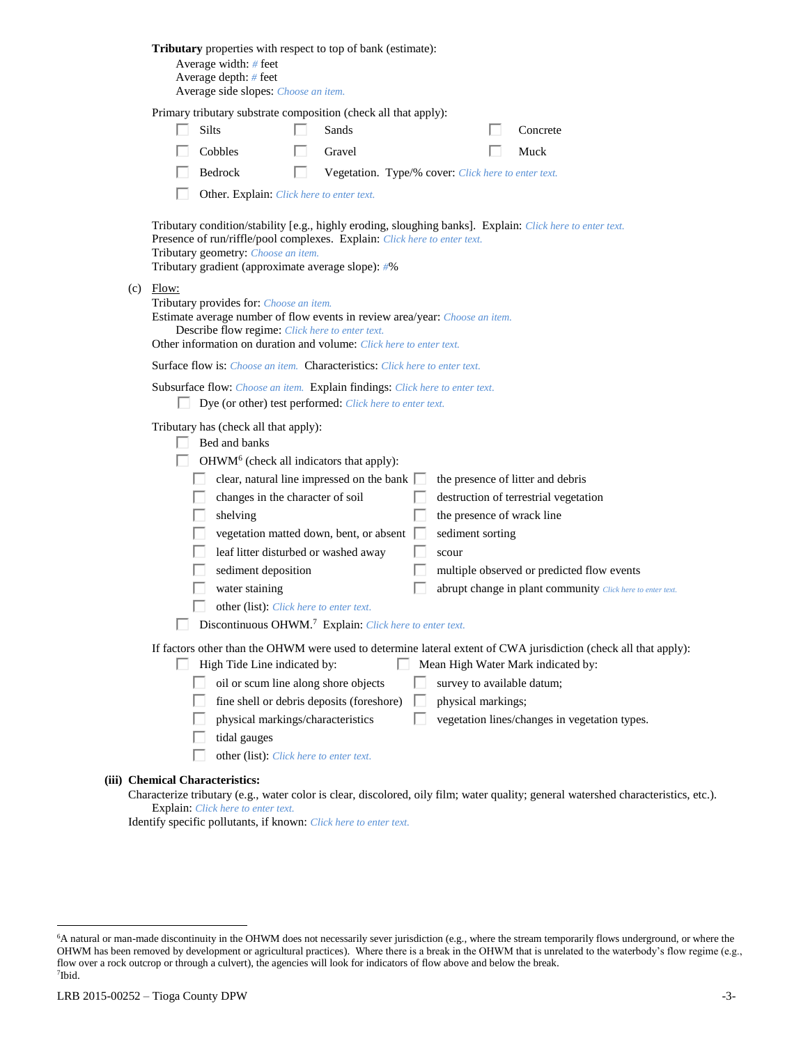**Tributary** properties with respect to top of bank (estimate):

Average width: # feet
Average depth: # feet
Average side slopes: *Choose an item.*

Primary tributary substrate composition (check all that apply):

- ☐ Silts
- ☐ Sands
- ☐ Concrete
- ☐ Cobbles
- ☐ Gravel
- ☐ Muck
- ☐ Bedrock
- ☐ Vegetation. Type/% cover: *Click here to enter text.*
- ☐ Other. Explain: *Click here to enter text.*

Tributary condition/stability [e.g., highly eroding, sloughing banks]. Explain: *Click here to enter text.*
Presence of run/riffle/pool complexes. Explain: *Click here to enter text.*
Tributary geometry: *Choose an item.*
Tributary gradient (approximate average slope): #%

(c) Flow:

Tributary provides for: *Choose an item.*
Estimate average number of flow events in review area/year: *Choose an item.*
Describe flow regime: *Click here to enter text.*
Other information on duration and volume: *Click here to enter text.*

Surface flow is: *Choose an item.* Characteristics: *Click here to enter text.*

Subsurface flow: *Choose an item.* Explain findings: *Click here to enter text.*

- ☐ Dye (or other) test performed: *Click here to enter text.*

Tributary has (check all that apply):

- ☐ Bed and banks
- ☐ OHWM[6] (check all indicators that apply):
  - ☐ clear, natural line impressed on the bank
  - ☐ the presence of litter and debris
  - ☐ changes in the character of soil
  - ☐ destruction of terrestrial vegetation
  - ☐ shelving
  - ☐ the presence of wrack line
  - ☐ vegetation matted down, bent, or absent
  - ☐ sediment sorting
  - ☐ leaf litter disturbed or washed away
  - ☐ scour
  - ☐ sediment deposition
  - ☐ multiple observed or predicted flow events
  - ☐ water staining
  - ☐ abrupt change in plant community *Click here to enter text.*
  - ☐ other (list): *Click here to enter text.*
- ☐ Discontinuous OHWM.[7] Explain: *Click here to enter text.*

If factors other than the OHWM were used to determine lateral extent of CWA jurisdiction (check all that apply):

- ☐ High Tide Line indicated by:
  - ☐ oil or scum line along shore objects
  - ☐ fine shell or debris deposits (foreshore)
  - ☐ physical markings/characteristics
  - ☐ tidal gauges
  - ☐ other (list): *Click here to enter text.*
- ☐ Mean High Water Mark indicated by:
  - ☐ survey to available datum;
  - ☐ physical markings;
  - ☐ vegetation lines/changes in vegetation types.

**(iii) Chemical Characteristics:**

Characterize tributary (e.g., water color is clear, discolored, oily film; water quality; general watershed characteristics, etc.).
Explain: *Click here to enter text.*
Identify specific pollutants, if known: *Click here to enter text.*

---

[6] A natural or man-made discontinuity in the OHWM does not necessarily sever jurisdiction (e.g., where the stream temporarily flows underground, or where the OHWM has been removed by development or agricultural practices). Where there is a break in the OHWM that is unrelated to the waterbody's flow regime (e.g., flow over a rock outcrop or through a culvert), the agencies will look for indicators of flow above and below the break.
[7] Ibid.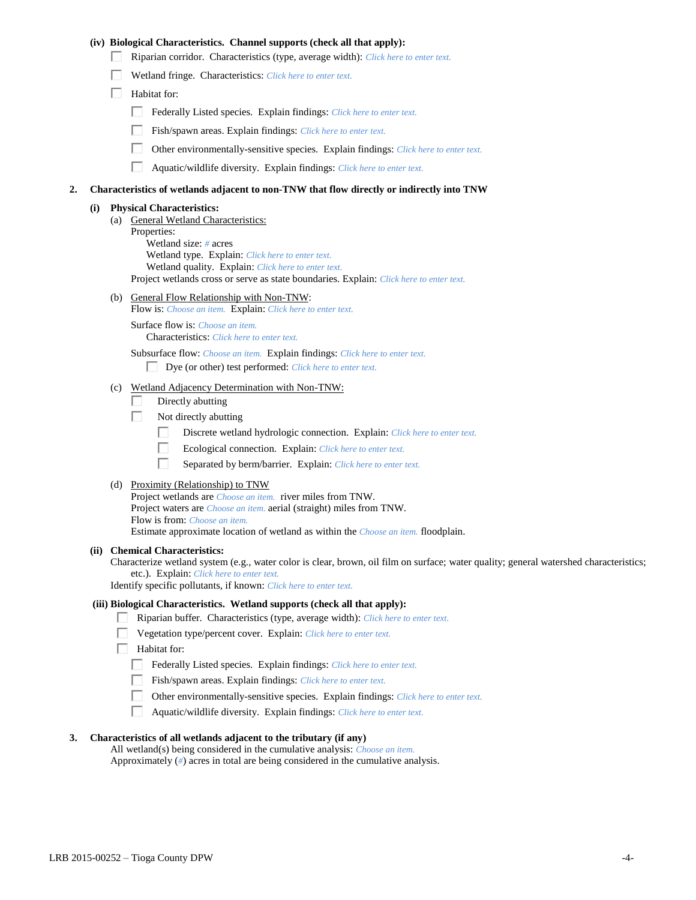**(iv) Biological Characteristics. Channel supports (check all that apply):**

- ☐ Riparian corridor. Characteristics (type, average width): *Click here to enter text.*
- ☐ Wetland fringe. Characteristics: *Click here to enter text.*
- ☐ Habitat for:
  - ☐ Federally Listed species. Explain findings: *Click here to enter text.*
  - ☐ Fish/spawn areas. Explain findings: *Click here to enter text.*
  - ☐ Other environmentally-sensitive species. Explain findings: *Click here to enter text.*
  - ☐ Aquatic/wildlife diversity. Explain findings: *Click here to enter text.*

**2. Characteristics of wetlands adjacent to non-TNW that flow directly or indirectly into TNW**

**(i) Physical Characteristics:**

(a) General Wetland Characteristics:

Properties:

Wetland size: *#* acres

Wetland type. Explain: *Click here to enter text.*

Wetland quality. Explain: *Click here to enter text.*

Project wetlands cross or serve as state boundaries. Explain: *Click here to enter text.*

(b) General Flow Relationship with Non-TNW:

Flow is: *Choose an item.* Explain: *Click here to enter text.*

Surface flow is: *Choose an item.*

Characteristics: *Click here to enter text.*

Subsurface flow: *Choose an item.* Explain findings: *Click here to enter text.*

- ☐ Dye (or other) test performed: *Click here to enter text.*

(c) Wetland Adjacency Determination with Non-TNW:

- ☐ Directly abutting
- ☐ Not directly abutting
  - ☐ Discrete wetland hydrologic connection. Explain: *Click here to enter text.*
  - ☐ Ecological connection. Explain: *Click here to enter text.*
  - ☐ Separated by berm/barrier. Explain: *Click here to enter text.*

(d) Proximity (Relationship) to TNW

Project wetlands are *Choose an item.* river miles from TNW.

Project waters are *Choose an item.* aerial (straight) miles from TNW.

Flow is from: *Choose an item.*

Estimate approximate location of wetland as within the *Choose an item.* floodplain.

**(ii) Chemical Characteristics:**

Characterize wetland system (e.g., water color is clear, brown, oil film on surface; water quality; general watershed characteristics; etc.). Explain: *Click here to enter text.*

Identify specific pollutants, if known: *Click here to enter text.*

**(iii) Biological Characteristics. Wetland supports (check all that apply):**

- ☐ Riparian buffer. Characteristics (type, average width): *Click here to enter text.*
- ☐ Vegetation type/percent cover. Explain: *Click here to enter text.*
- ☐ Habitat for:
  - ☐ Federally Listed species. Explain findings: *Click here to enter text.*
  - ☐ Fish/spawn areas. Explain findings: *Click here to enter text.*
  - ☐ Other environmentally-sensitive species. Explain findings: *Click here to enter text.*
  - ☐ Aquatic/wildlife diversity. Explain findings: *Click here to enter text.*

**3. Characteristics of all wetlands adjacent to the tributary (if any)**

All wetland(s) being considered in the cumulative analysis: *Choose an item.*

Approximately (*#*) acres in total are being considered in the cumulative analysis.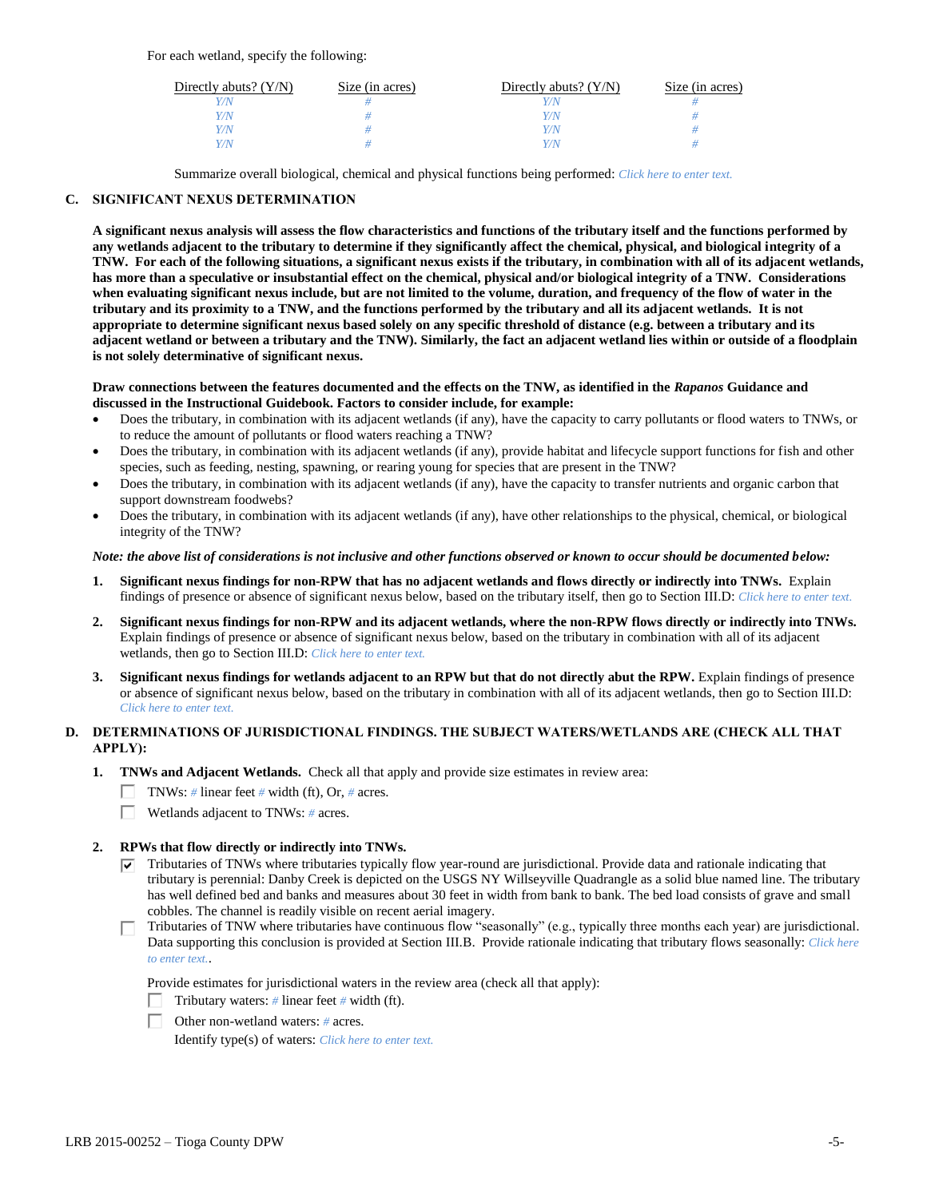For each wetland, specify the following:

| Directly abuts? (Y/N) | Size (in acres) | Directly abuts? (Y/N) | Size (in acres) |
|---|---|---|---|
| Y/N | # | Y/N | # |
| Y/N | # | Y/N | # |
| Y/N | # | Y/N | # |
| Y/N | # | Y/N | # |

Summarize overall biological, chemical and physical functions being performed: *Click here to enter text.*

## C. SIGNIFICANT NEXUS DETERMINATION

**A significant nexus analysis will assess the flow characteristics and functions of the tributary itself and the functions performed by any wetlands adjacent to the tributary to determine if they significantly affect the chemical, physical, and biological integrity of a TNW. For each of the following situations, a significant nexus exists if the tributary, in combination with all of its adjacent wetlands, has more than a speculative or insubstantial effect on the chemical, physical and/or biological integrity of a TNW. Considerations when evaluating significant nexus include, but are not limited to the volume, duration, and frequency of the flow of water in the tributary and its proximity to a TNW, and the functions performed by the tributary and all its adjacent wetlands. It is not appropriate to determine significant nexus based solely on any specific threshold of distance (e.g. between a tributary and its adjacent wetland or between a tributary and the TNW). Similarly, the fact an adjacent wetland lies within or outside of a floodplain is not solely determinative of significant nexus.**

**Draw connections between the features documented and the effects on the TNW, as identified in the *Rapanos* Guidance and discussed in the Instructional Guidebook. Factors to consider include, for example:**

- Does the tributary, in combination with its adjacent wetlands (if any), have the capacity to carry pollutants or flood waters to TNWs, or to reduce the amount of pollutants or flood waters reaching a TNW?
- Does the tributary, in combination with its adjacent wetlands (if any), provide habitat and lifecycle support functions for fish and other species, such as feeding, nesting, spawning, or rearing young for species that are present in the TNW?
- Does the tributary, in combination with its adjacent wetlands (if any), have the capacity to transfer nutrients and organic carbon that support downstream foodwebs?
- Does the tributary, in combination with its adjacent wetlands (if any), have other relationships to the physical, chemical, or biological integrity of the TNW?

***Note: the above list of considerations is not inclusive and other functions observed or known to occur should be documented below:***

1. **Significant nexus findings for non-RPW that has no adjacent wetlands and flows directly or indirectly into TNWs.** Explain findings of presence or absence of significant nexus below, based on the tributary itself, then go to Section III.D: *Click here to enter text.*

2. **Significant nexus findings for non-RPW and its adjacent wetlands, where the non-RPW flows directly or indirectly into TNWs.** Explain findings of presence or absence of significant nexus below, based on the tributary in combination with all of its adjacent wetlands, then go to Section III.D: *Click here to enter text.*

3. **Significant nexus findings for wetlands adjacent to an RPW but that do not directly abut the RPW.** Explain findings of presence or absence of significant nexus below, based on the tributary in combination with all of its adjacent wetlands, then go to Section III.D: *Click here to enter text.*

## D. DETERMINATIONS OF JURISDICTIONAL FINDINGS. THE SUBJECT WATERS/WETLANDS ARE (CHECK ALL THAT APPLY):

1. **TNWs and Adjacent Wetlands.** Check all that apply and provide size estimates in review area:
   - ☐ TNWs: # linear feet # width (ft), Or, # acres.
   - ☐ Wetlands adjacent to TNWs: # acres.

2. **RPWs that flow directly or indirectly into TNWs.**
   - ☑ Tributaries of TNWs where tributaries typically flow year-round are jurisdictional. Provide data and rationale indicating that tributary is perennial: Danby Creek is depicted on the USGS NY Willseyville Quadrangle as a solid blue named line. The tributary has well defined bed and banks and measures about 30 feet in width from bank to bank. The bed load consists of grave and small cobbles. The channel is readily visible on recent aerial imagery.
   - ☐ Tributaries of TNW where tributaries have continuous flow "seasonally" (e.g., typically three months each year) are jurisdictional. Data supporting this conclusion is provided at Section III.B. Provide rationale indicating that tributary flows seasonally: *Click here to enter text.*.

   Provide estimates for jurisdictional waters in the review area (check all that apply):
   - ☐ Tributary waters: # linear feet # width (ft).
   - ☐ Other non-wetland waters: # acres.

     Identify type(s) of waters: *Click here to enter text.*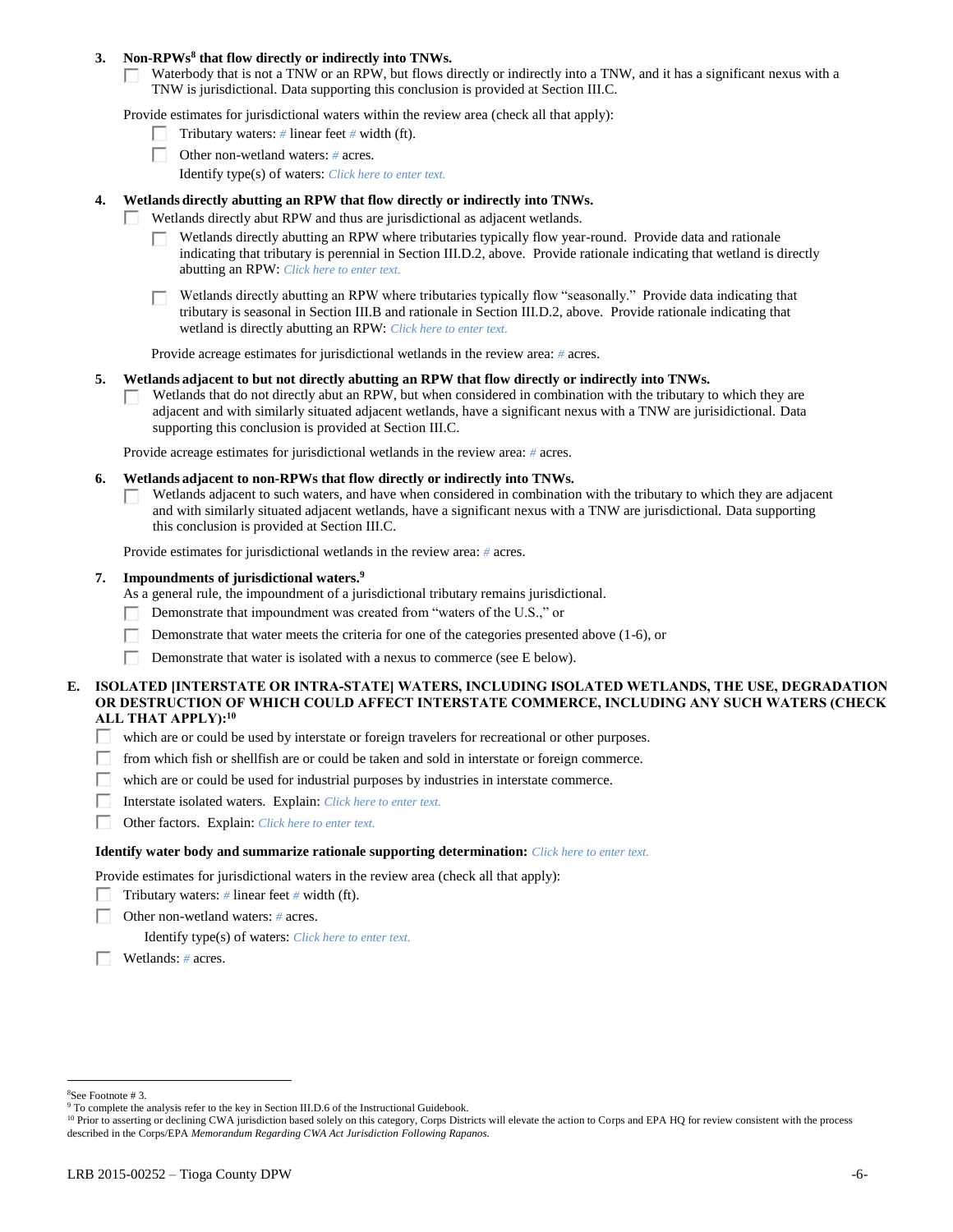3. **Non-RPWs[8] that flow directly or indirectly into TNWs.**
   - ☐ Waterbody that is not a TNW or an RPW, but flows directly or indirectly into a TNW, and it has a significant nexus with a TNW is jurisdictional. Data supporting this conclusion is provided at Section III.C.

   Provide estimates for jurisdictional waters within the review area (check all that apply):
   - ☐ Tributary waters: # linear feet # width (ft).
   - ☐ Other non-wetland waters: # acres.
     Identify type(s) of waters: *Click here to enter text.*

4. **Wetlands directly abutting an RPW that flow directly or indirectly into TNWs.**
   - ☐ Wetlands directly abut RPW and thus are jurisdictional as adjacent wetlands.
     - ☐ Wetlands directly abutting an RPW where tributaries typically flow year-round. Provide data and rationale indicating that tributary is perennial in Section III.D.2, above. Provide rationale indicating that wetland is directly abutting an RPW: *Click here to enter text.*
     - ☐ Wetlands directly abutting an RPW where tributaries typically flow "seasonally." Provide data indicating that tributary is seasonal in Section III.B and rationale in Section III.D.2, above. Provide rationale indicating that wetland is directly abutting an RPW: *Click here to enter text.*

   Provide acreage estimates for jurisdictional wetlands in the review area: # acres.

5. **Wetlands adjacent to but not directly abutting an RPW that flow directly or indirectly into TNWs.**
   - ☐ Wetlands that do not directly abut an RPW, but when considered in combination with the tributary to which they are adjacent and with similarly situated adjacent wetlands, have a significant nexus with a TNW are jurisidictional. Data supporting this conclusion is provided at Section III.C.

   Provide acreage estimates for jurisdictional wetlands in the review area: # acres.

6. **Wetlands adjacent to non-RPWs that flow directly or indirectly into TNWs.**
   - ☐ Wetlands adjacent to such waters, and have when considered in combination with the tributary to which they are adjacent and with similarly situated adjacent wetlands, have a significant nexus with a TNW are jurisdictional. Data supporting this conclusion is provided at Section III.C.

   Provide estimates for jurisdictional wetlands in the review area: # acres.

7. **Impoundments of jurisdictional waters.[9]**
   As a general rule, the impoundment of a jurisdictional tributary remains jurisdictional.
   - ☐ Demonstrate that impoundment was created from "waters of the U.S.," or
   - ☐ Demonstrate that water meets the criteria for one of the categories presented above (1-6), or
   - ☐ Demonstrate that water is isolated with a nexus to commerce (see E below).

**E. ISOLATED [INTERSTATE OR INTRA-STATE] WATERS, INCLUDING ISOLATED WETLANDS, THE USE, DEGRADATION OR DESTRUCTION OF WHICH COULD AFFECT INTERSTATE COMMERCE, INCLUDING ANY SUCH WATERS (CHECK ALL THAT APPLY):[10]**

- ☐ which are or could be used by interstate or foreign travelers for recreational or other purposes.
- ☐ from which fish or shellfish are or could be taken and sold in interstate or foreign commerce.
- ☐ which are or could be used for industrial purposes by industries in interstate commerce.
- ☐ Interstate isolated waters. Explain: *Click here to enter text.*
- ☐ Other factors. Explain: *Click here to enter text.*

**Identify water body and summarize rationale supporting determination:** *Click here to enter text.*

Provide estimates for jurisdictional waters in the review area (check all that apply):
- ☐ Tributary waters: # linear feet # width (ft).
- ☐ Other non-wetland waters: # acres.
  Identify type(s) of waters: *Click here to enter text.*
- ☐ Wetlands: # acres.

---

[8] See Footnote # 3.
[9] To complete the analysis refer to the key in Section III.D.6 of the Instructional Guidebook.
[10] Prior to asserting or declining CWA jurisdiction based solely on this category, Corps Districts will elevate the action to Corps and EPA HQ for review consistent with the process described in the Corps/EPA *Memorandum Regarding CWA Act Jurisdiction Following Rapanos.*

LRB 2015-00252 – Tioga County DPW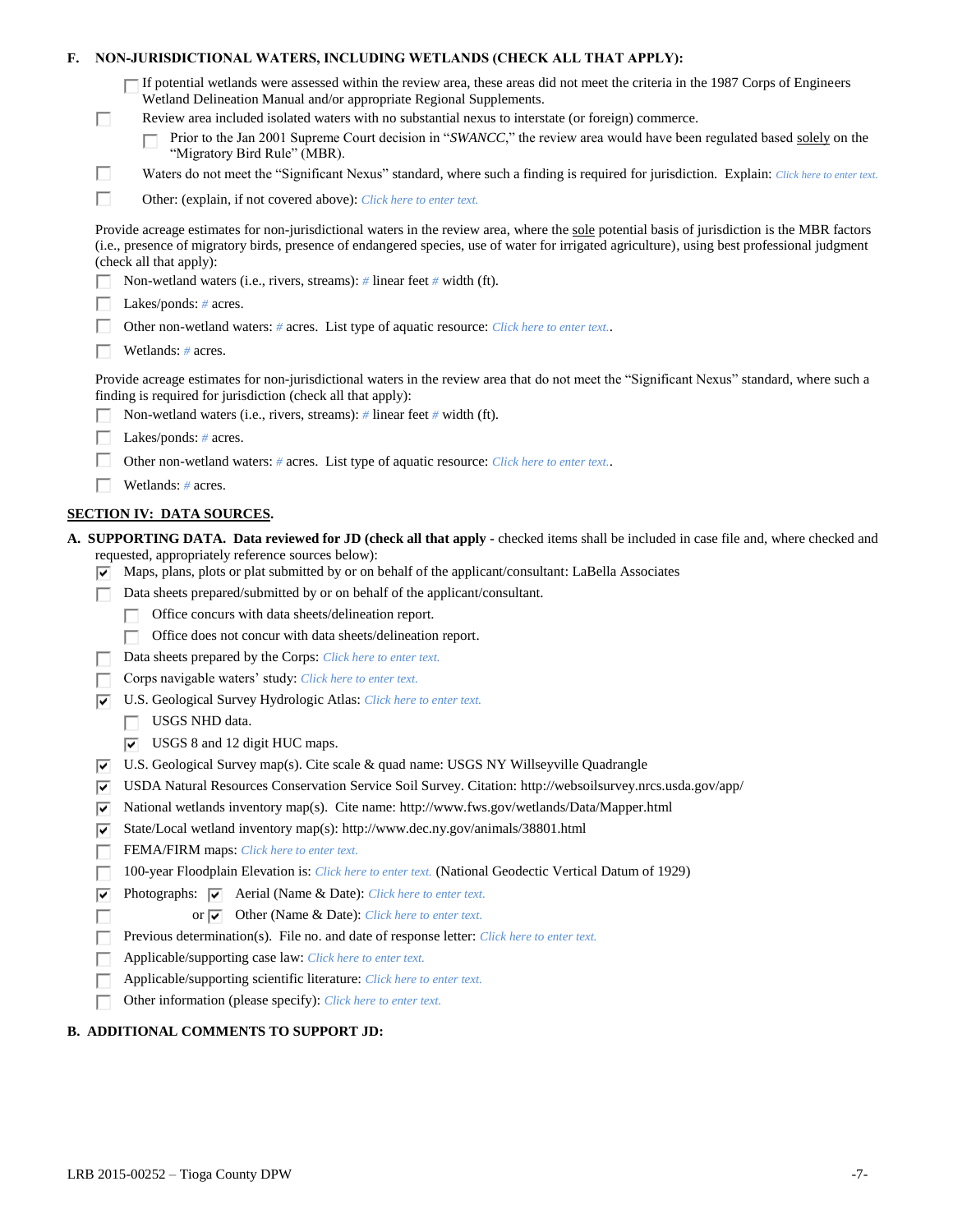**F. NON-JURISDICTIONAL WATERS, INCLUDING WETLANDS (CHECK ALL THAT APPLY):**

- ☐ If potential wetlands were assessed within the review area, these areas did not meet the criteria in the 1987 Corps of Engineers Wetland Delineation Manual and/or appropriate Regional Supplements.
- ☐ Review area included isolated waters with no substantial nexus to interstate (or foreign) commerce.
  - ☐ Prior to the Jan 2001 Supreme Court decision in "*SWANCC*," the review area would have been regulated based solely on the "Migratory Bird Rule" (MBR).
- ☐ Waters do not meet the "Significant Nexus" standard, where such a finding is required for jurisdiction. Explain: *Click here to enter text.*
- ☐ Other: (explain, if not covered above): *Click here to enter text.*

Provide acreage estimates for non-jurisdictional waters in the review area, where the sole potential basis of jurisdiction is the MBR factors (i.e., presence of migratory birds, presence of endangered species, use of water for irrigated agriculture), using best professional judgment (check all that apply):

- ☐ Non-wetland waters (i.e., rivers, streams): # linear feet # width (ft).
- ☐ Lakes/ponds: # acres.
- ☐ Other non-wetland waters: # acres. List type of aquatic resource: *Click here to enter text.*.
- ☐ Wetlands: # acres.

Provide acreage estimates for non-jurisdictional waters in the review area that do not meet the "Significant Nexus" standard, where such a finding is required for jurisdiction (check all that apply):

- ☐ Non-wetland waters (i.e., rivers, streams): # linear feet # width (ft).
- ☐ Lakes/ponds: # acres.
- ☐ Other non-wetland waters: # acres. List type of aquatic resource: *Click here to enter text.*.
- ☐ Wetlands: # acres.

## SECTION IV: DATA SOURCES.

**A. SUPPORTING DATA. Data reviewed for JD (check all that apply** - checked items shall be included in case file and, where checked and requested, appropriately reference sources below):

- ☑ Maps, plans, plots or plat submitted by or on behalf of the applicant/consultant: LaBella Associates
- ☐ Data sheets prepared/submitted by or on behalf of the applicant/consultant.
  - ☐ Office concurs with data sheets/delineation report.
  - ☐ Office does not concur with data sheets/delineation report.
- ☐ Data sheets prepared by the Corps: *Click here to enter text.*
- ☐ Corps navigable waters' study: *Click here to enter text.*
- ☑ U.S. Geological Survey Hydrologic Atlas: *Click here to enter text.*
  - ☐ USGS NHD data.
  - ☑ USGS 8 and 12 digit HUC maps.
- ☑ U.S. Geological Survey map(s). Cite scale & quad name: USGS NY Willseyville Quadrangle
- ☑ USDA Natural Resources Conservation Service Soil Survey. Citation: http://websoilsurvey.nrcs.usda.gov/app/
- ☑ National wetlands inventory map(s). Cite name: http://www.fws.gov/wetlands/Data/Mapper.html
- ☑ State/Local wetland inventory map(s): http://www.dec.ny.gov/animals/38801.html
- ☐ FEMA/FIRM maps: *Click here to enter text.*
- ☐ 100-year Floodplain Elevation is: *Click here to enter text.* (National Geodectic Vertical Datum of 1929)
- ☑ Photographs: ☑ Aerial (Name & Date): *Click here to enter text.*
- ☐ or ☑ Other (Name & Date): *Click here to enter text.*
- ☐ Previous determination(s). File no. and date of response letter: *Click here to enter text.*
- ☐ Applicable/supporting case law: *Click here to enter text.*
- ☐ Applicable/supporting scientific literature: *Click here to enter text.*
- ☐ Other information (please specify): *Click here to enter text.*

**B. ADDITIONAL COMMENTS TO SUPPORT JD:**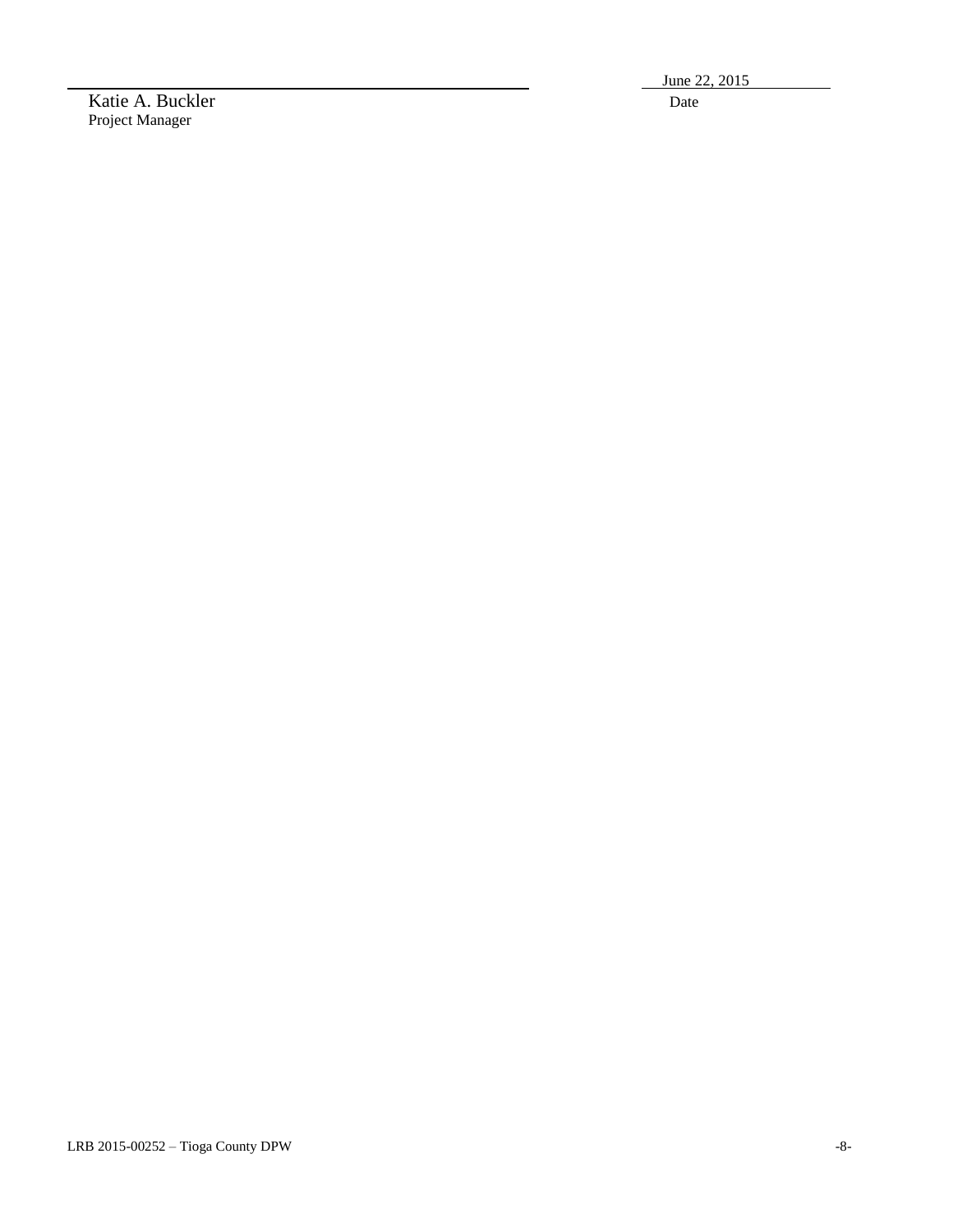Katie A. Buckler
Project Manager

June 22, 2015
Date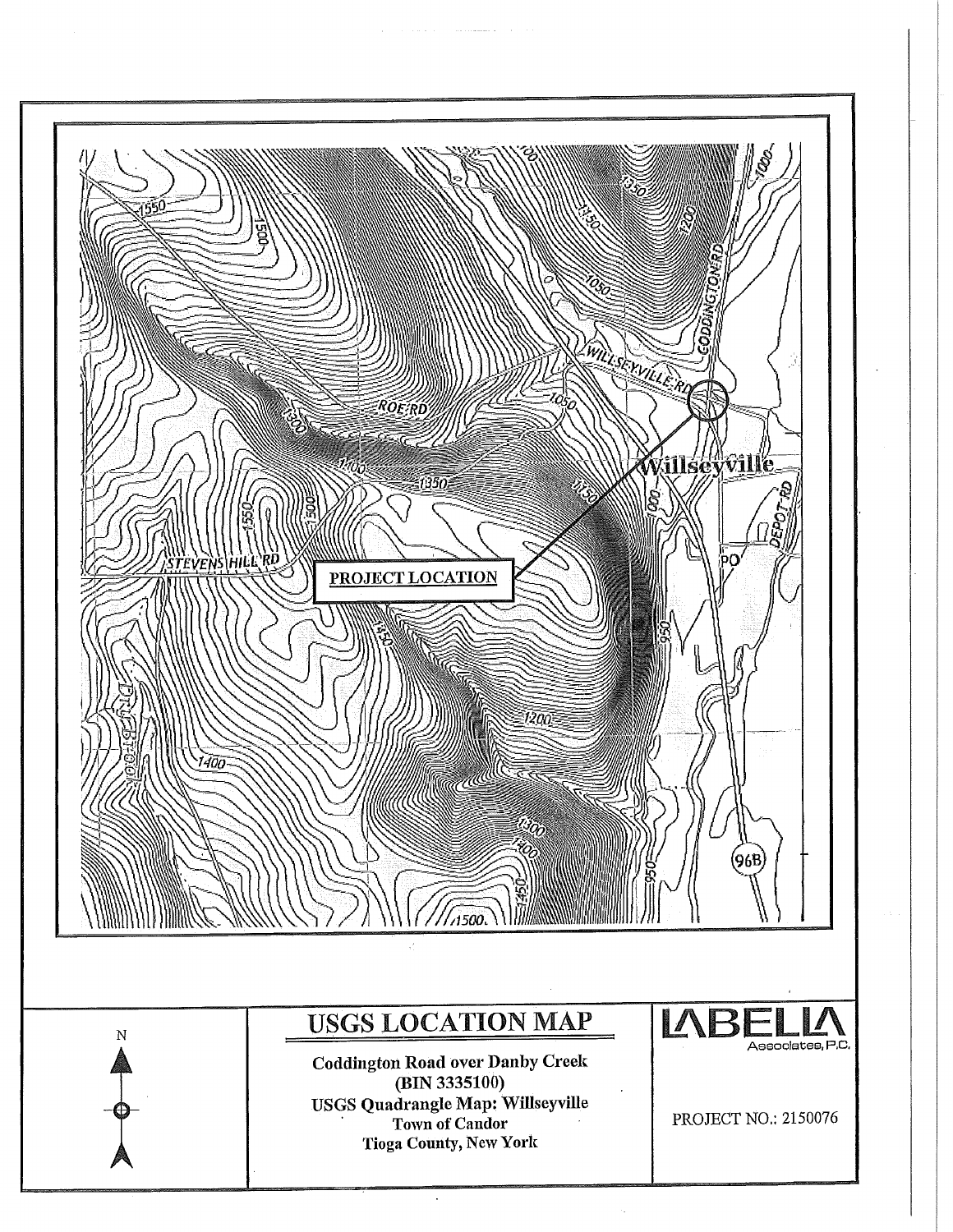ROE RD

WILLSEYVILLE RD

CODDINGTON RD

STEVENS HILL RD

DEPOT RD

Willseyville

PO

96B

PROJECT LOCATION

1550
1500
1350
1150
1050
1200
1000
1300
1400
1450
950
900

## USGS LOCATION MAP

**Coddington Road over Danby Creek**
**(BIN 3335100)**
**USGS Quadrangle Map: Willseyville**
**Town of Candor**
**Tioga County, New York**

N

LABELLA Associates, P.C.

PROJECT NO.: 2150076